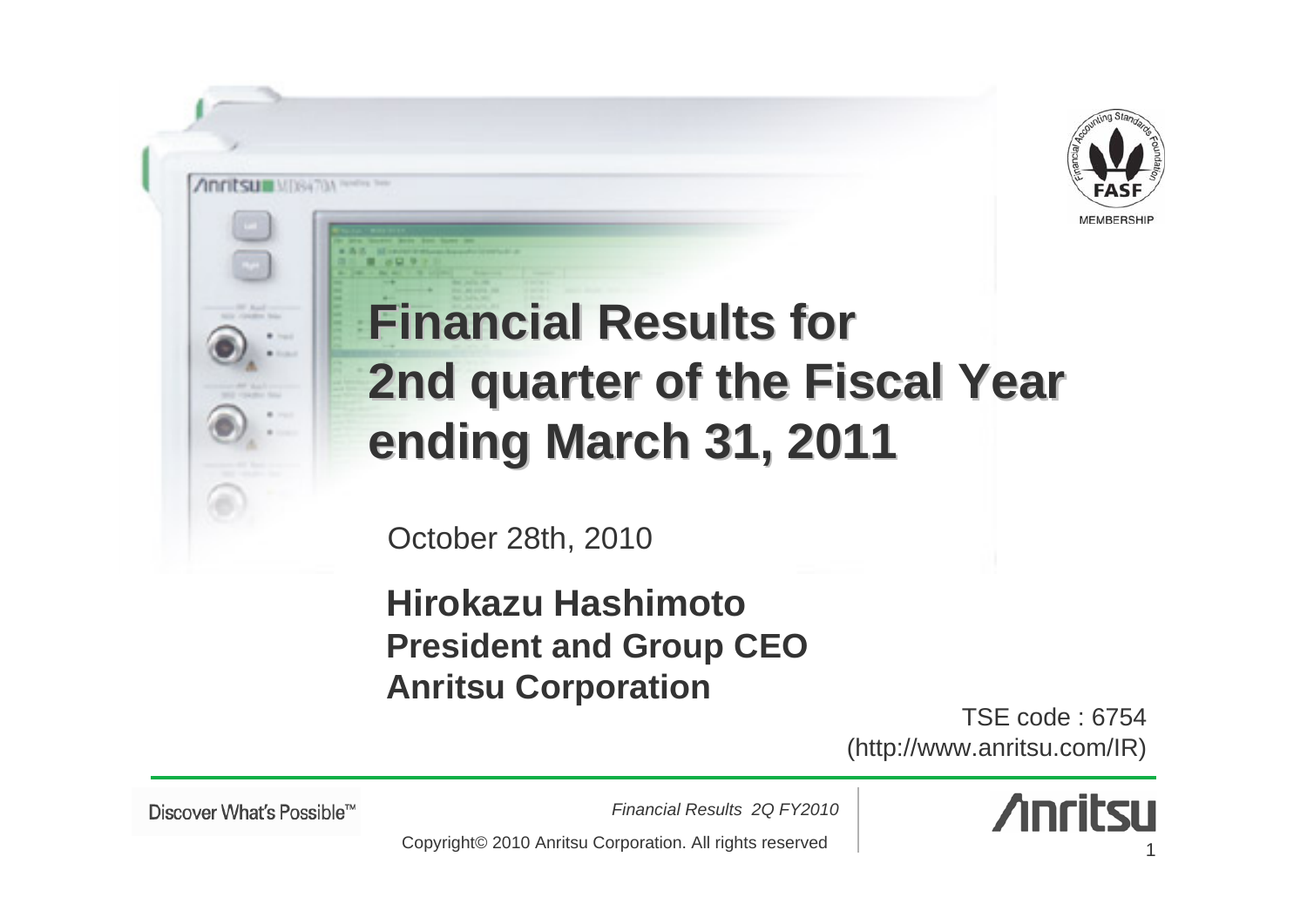# Financial Results for 2nd quarter of the Fiscal Year ending March 31, 2011

October 28th, 2010

**Hirokazu Hashimoto**
**President and Group CEO**
**Anritsu Corporation**

TSE code : 6754
(http://www.anritsu.com/IR)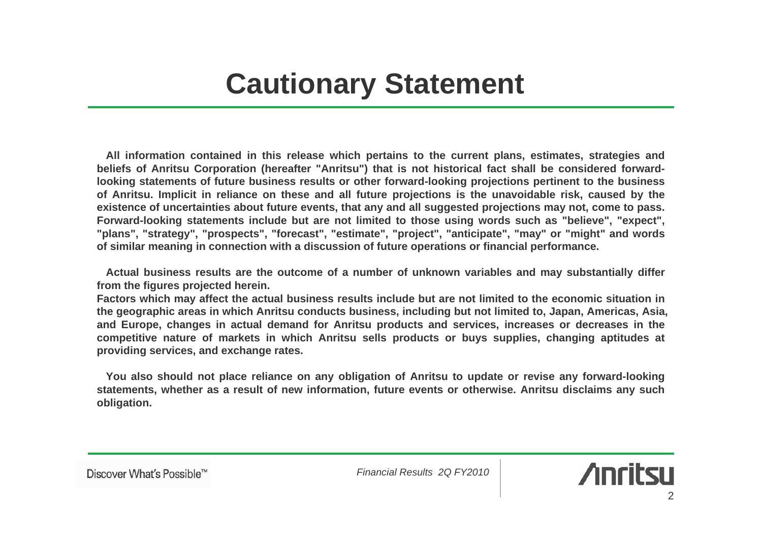# Cautionary Statement

**All information contained in this release which pertains to the current plans, estimates, strategies and beliefs of Anritsu Corporation (hereafter "Anritsu") that is not historical fact shall be considered forward-looking statements of future business results or other forward-looking projections pertinent to the business of Anritsu. Implicit in reliance on these and all future projections is the unavoidable risk, caused by the existence of uncertainties about future events, that any and all suggested projections may not, come to pass. Forward-looking statements include but are not limited to those using words such as "believe", "expect", "plans", "strategy", "prospects", "forecast", "estimate", "project", "anticipate", "may" or "might" and words of similar meaning in connection with a discussion of future operations or financial performance.**

**Actual business results are the outcome of a number of unknown variables and may substantially differ from the figures projected herein.**
**Factors which may affect the actual business results include but are not limited to the economic situation in the geographic areas in which Anritsu conducts business, including but not limited to, Japan, Americas, Asia, and Europe, changes in actual demand for Anritsu products and services, increases or decreases in the competitive nature of markets in which Anritsu sells products or buys supplies, changing aptitudes at providing services, and exchange rates.**

**You also should not place reliance on any obligation of Anritsu to update or revise any forward-looking statements, whether as a result of new information, future events or otherwise. Anritsu disclaims any such obligation.**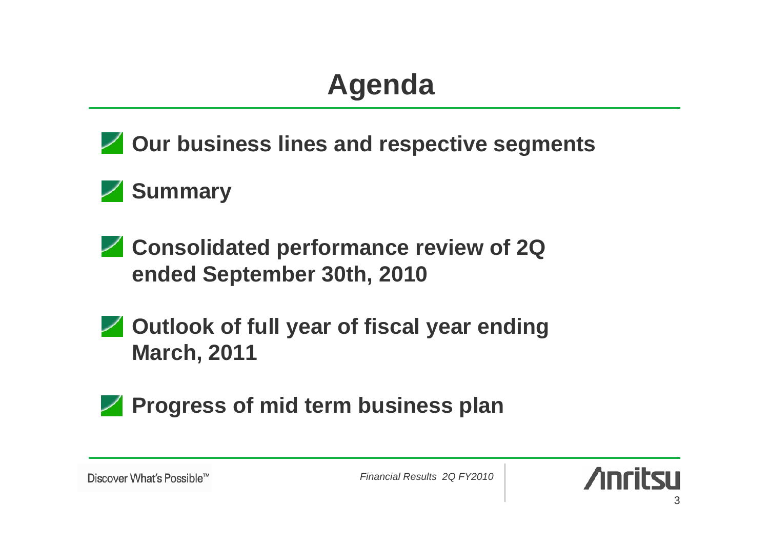# Agenda

- **Our business lines and respective segments**
- **Summary**
- **Consolidated performance review of 2Q ended September 30th, 2010**
- **Outlook of full year of fiscal year ending March, 2011**
- **Progress of mid term business plan**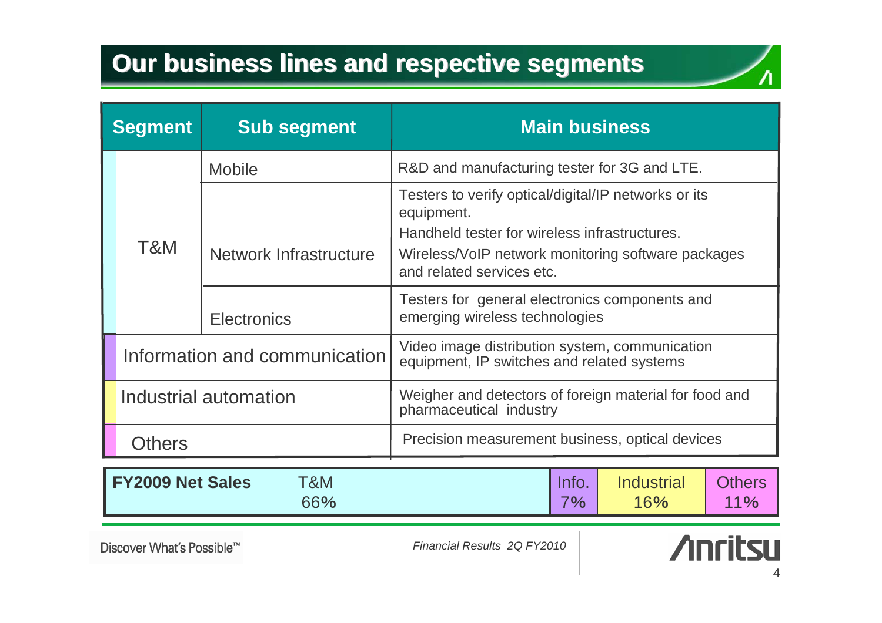# Our business lines and respective segments

| Segment | Sub segment | Main business |
|---|---|---|
| T&M | Mobile | R&D and manufacturing tester for 3G and LTE. |
| | Network Infrastructure | Testers to verify optical/digital/IP networks or its equipment.<br>Handheld tester for wireless infrastructures.<br>Wireless/VoIP network monitoring software packages and related services etc. |
| | Electronics | Testers for general electronics components and emerging wireless technologies |
| Information and communication | | Video image distribution system, communication equipment, IP switches and related systems |
| Industrial automation | | Weigher and detectors of foreign material for food and pharmaceutical industry |
| Others | | Precision measurement business, optical devices |

| FY2009 Net Sales | T&M | Info. | Industrial | Others |
|---|---|---|---|---|
| | 66% | 7% | 16% | 11% |

Discover What's Possible™

*Financial Results 2Q FY2010*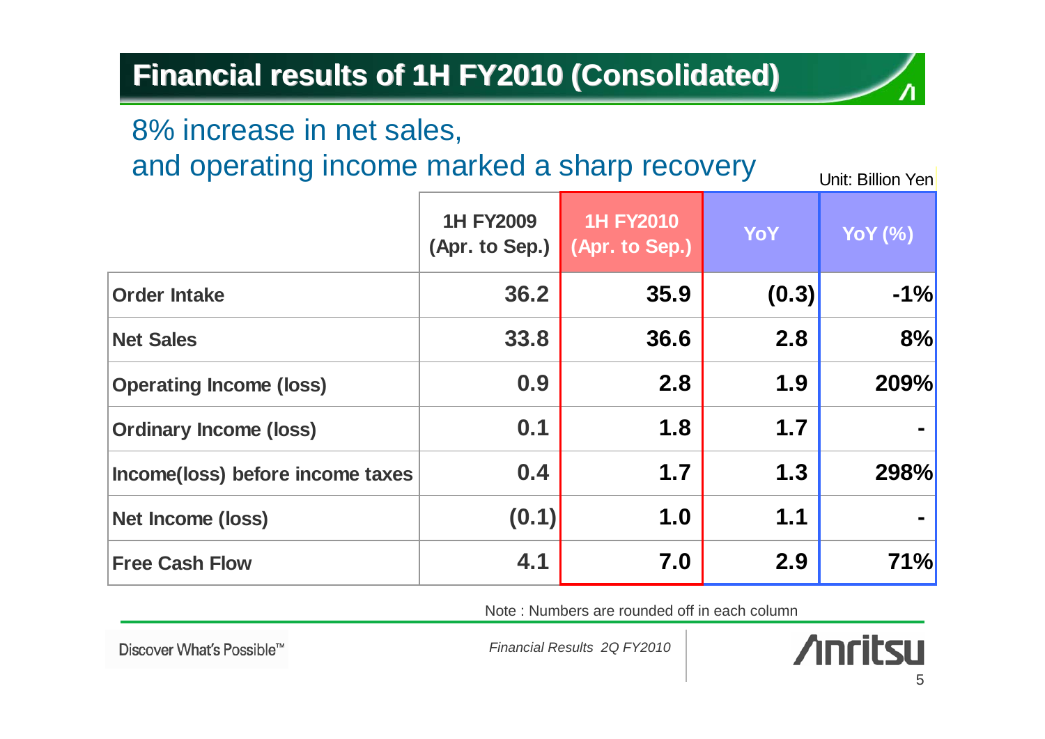# Financial results of 1H FY2010 (Consolidated)

## 8% increase in net sales, and operating income marked a sharp recovery

Unit: Billion Yen

| | 1H FY2009 (Apr. to Sep.) | 1H FY2010 (Apr. to Sep.) | YoY | YoY (%) |
|---|---|---|---|---|
| Order Intake | 36.2 | 35.9 | (0.3) | -1% |
| Net Sales | 33.8 | 36.6 | 2.8 | 8% |
| Operating Income (loss) | 0.9 | 2.8 | 1.9 | 209% |
| Ordinary Income (loss) | 0.1 | 1.8 | 1.7 | - |
| Income(loss) before income taxes | 0.4 | 1.7 | 1.3 | 298% |
| Net Income (loss) | (0.1) | 1.0 | 1.1 | - |
| Free Cash Flow | 4.1 | 7.0 | 2.9 | 71% |

Note : Numbers are rounded off in each column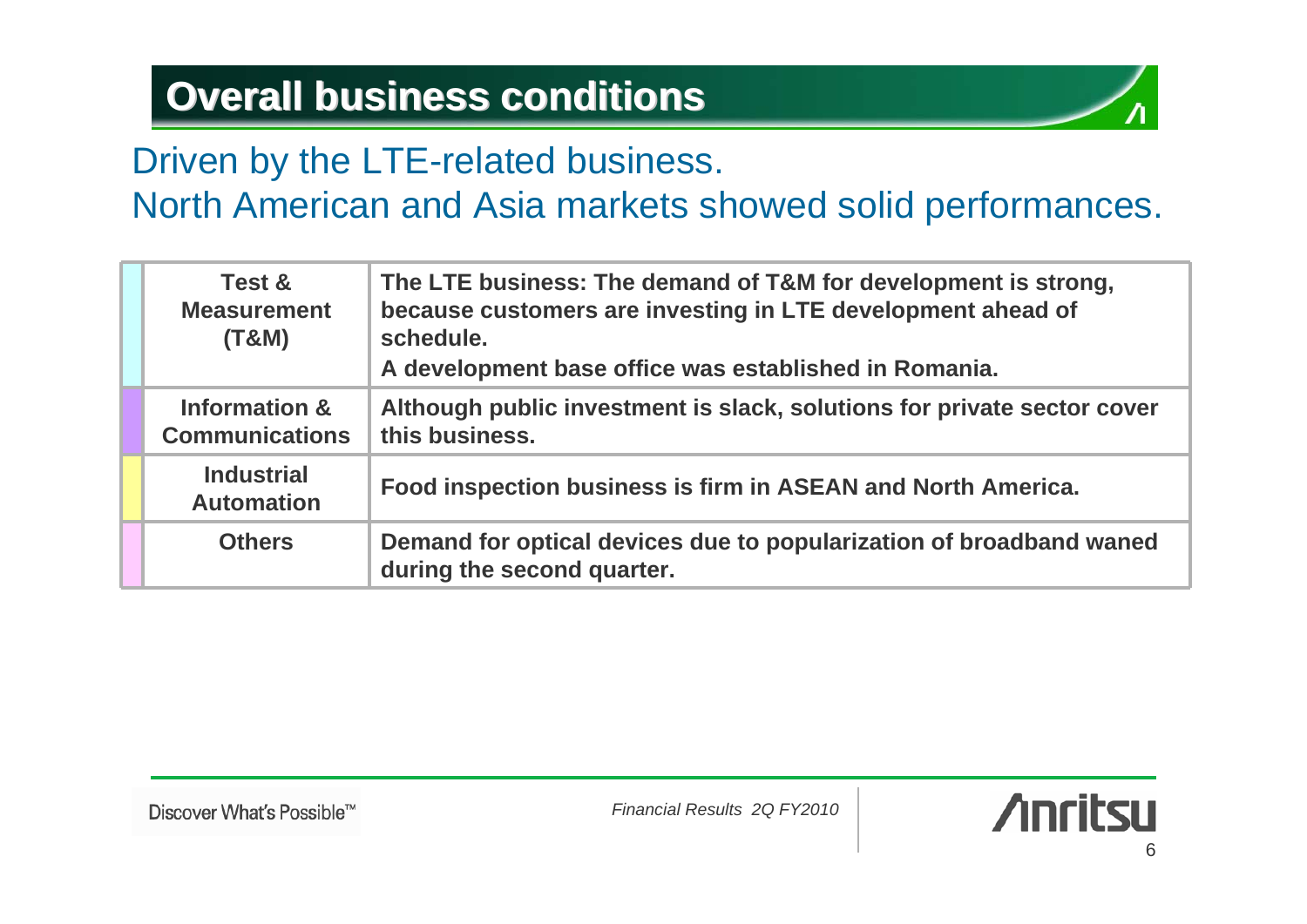# Overall business conditions

Driven by the LTE-related business.
North American and Asia markets showed solid performances.

| Segment | Conditions |
|---|---|
| Test & Measurement (T&M) | The LTE business: The demand of T&M for development is strong, because customers are investing in LTE development ahead of schedule. A development base office was established in Romania. |
| Information & Communications | Although public investment is slack, solutions for private sector cover this business. |
| Industrial Automation | Food inspection business is firm in ASEAN and North America. |
| Others | Demand for optical devices due to popularization of broadband waned during the second quarter. |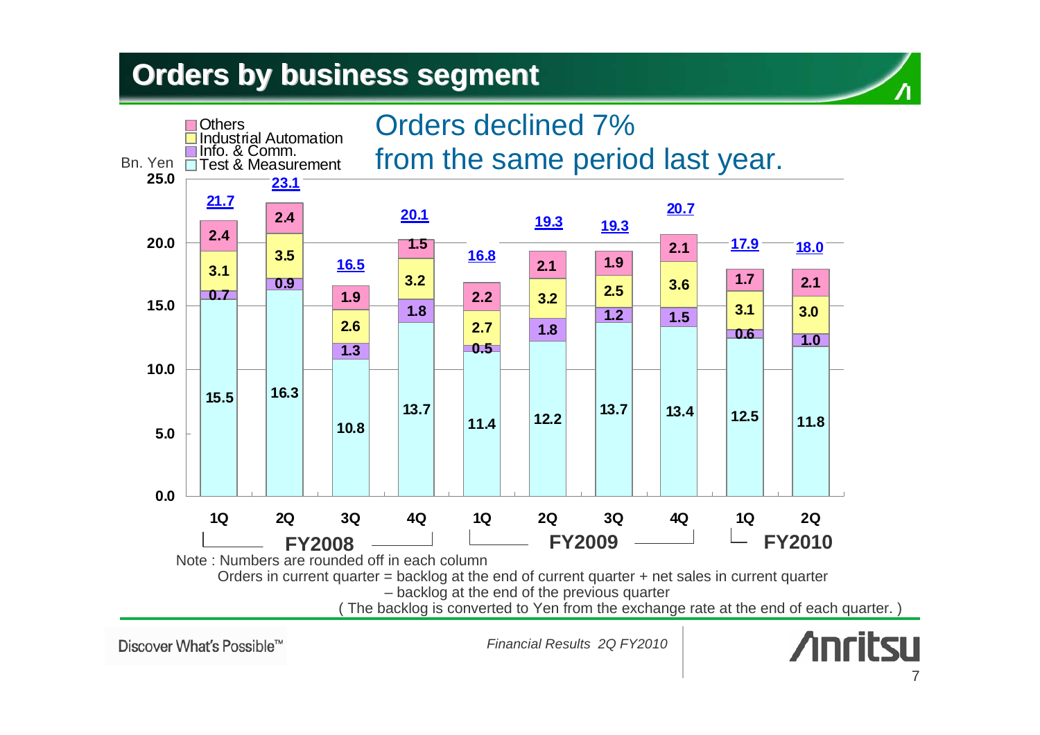# Orders by business segment

Orders declined 7% from the same period last year.

Bn. Yen

| | FY2008 1Q | FY2008 2Q | FY2008 3Q | FY2008 4Q | FY2009 1Q | FY2009 2Q | FY2009 3Q | FY2009 4Q | FY2010 1Q | FY2010 2Q |
|---|---|---|---|---|---|---|---|---|---|---|
| Others | 2.4 | 2.4 | 1.9 | 1.5 | 2.2 | 2.1 | 1.9 | 2.1 | 1.7 | 2.1 |
| Industrial Automation | 3.1 | 3.5 | 2.6 | 3.2 | 2.7 | 3.2 | 2.5 | 3.6 | 3.1 | 3.0 |
| Info. & Comm. | 0.7 | 0.9 | 1.3 | 1.8 | 0.5 | 1.8 | 1.2 | 1.5 | 0.6 | 1.0 |
| Test & Measurement | 15.5 | 16.3 | 10.8 | 13.7 | 11.4 | 12.2 | 13.7 | 13.4 | 12.5 | 11.8 |
| Total | 21.7 | 23.1 | 16.5 | 20.1 | 16.8 | 19.3 | 19.3 | 20.7 | 17.9 | 18.0 |

Note : Numbers are rounded off in each column

Orders in current quarter = backlog at the end of current quarter + net sales in current quarter – backlog at the end of the previous quarter

( The backlog is converted to Yen from the exchange rate at the end of each quarter. )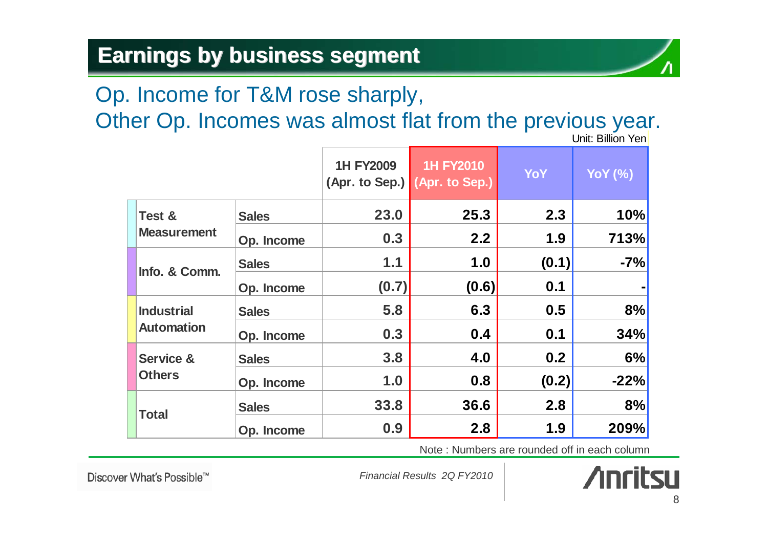# Earnings by business segment

## Op. Income for T&M rose sharply,
## Other Op. Incomes was almost flat from the previous year.

Unit: Billion Yen

| | | 1H FY2009 (Apr. to Sep.) | 1H FY2010 (Apr. to Sep.) | YoY | YoY (%) |
|---|---|---|---|---|---|
| **Test & Measurement** | **Sales** | **23.0** | **25.3** | **2.3** | **10%** |
| | **Op. Income** | **0.3** | **2.2** | **1.9** | **713%** |
| **Info. & Comm.** | **Sales** | **1.1** | **1.0** | **(0.1)** | **-7%** |
| | **Op. Income** | **(0.7)** | **(0.6)** | **0.1** | **-** |
| **Industrial Automation** | **Sales** | **5.8** | **6.3** | **0.5** | **8%** |
| | **Op. Income** | **0.3** | **0.4** | **0.1** | **34%** |
| **Service & Others** | **Sales** | **3.8** | **4.0** | **0.2** | **6%** |
| | **Op. Income** | **1.0** | **0.8** | **(0.2)** | **-22%** |
| **Total** | **Sales** | **33.8** | **36.6** | **2.8** | **8%** |
| | **Op. Income** | **0.9** | **2.8** | **1.9** | **209%** |

Note : Numbers are rounded off in each column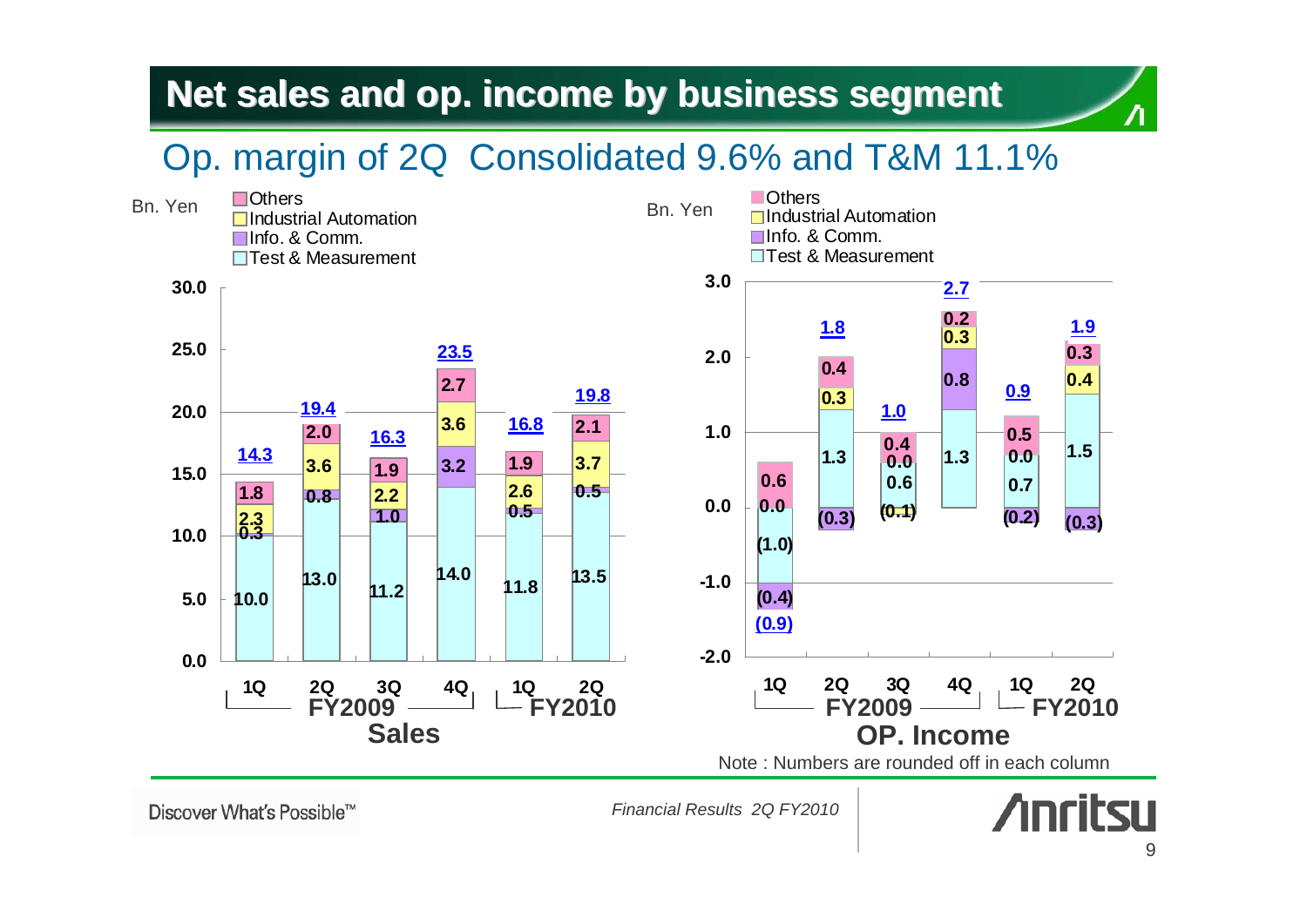# Net sales and op. income by business segment

## Op. margin of 2Q Consolidated 9.6% and T&M 11.1%

**Sales** (Bn. Yen)

| Segment | FY2009 1Q | FY2009 2Q | FY2009 3Q | FY2009 4Q | FY2010 1Q | FY2010 2Q |
|---|---|---|---|---|---|---|
| Test & Measurement | 10.0 | 13.0 | 11.2 | 14.0 | 11.8 | 13.5 |
| Info. & Comm. | 0.3 | 0.8 | 1.0 | 3.2 | 0.5 | 0.5 |
| Industrial Automation | 2.3 | 3.6 | 2.2 | 3.6 | 2.6 | 3.7 |
| Others | 1.8 | 2.0 | 1.9 | 2.7 | 1.9 | 2.1 |
| Total | 14.3 | 19.4 | 16.3 | 23.5 | 16.8 | 19.8 |

**OP. Income** (Bn. Yen)

| Segment | FY2009 1Q | FY2009 2Q | FY2009 3Q | FY2009 4Q | FY2010 1Q | FY2010 2Q |
|---|---|---|---|---|---|---|
| Test & Measurement | (1.0) | 1.3 | 0.6 | 1.3 | 0.7 | 1.5 |
| Info. & Comm. | (0.4) | (0.3) | (0.1) | 0.8 | (0.2) | (0.3) |
| Industrial Automation | 0.0 | 0.3 | 0.0 | 0.3 | 0.0 | 0.4 |
| Others | 0.6 | 0.4 | 0.4 | 0.2 | 0.5 | 0.3 |
| Total | (0.9) | 1.8 | 1.0 | 2.7 | 0.9 | 1.9 |

Note : Numbers are rounded off in each column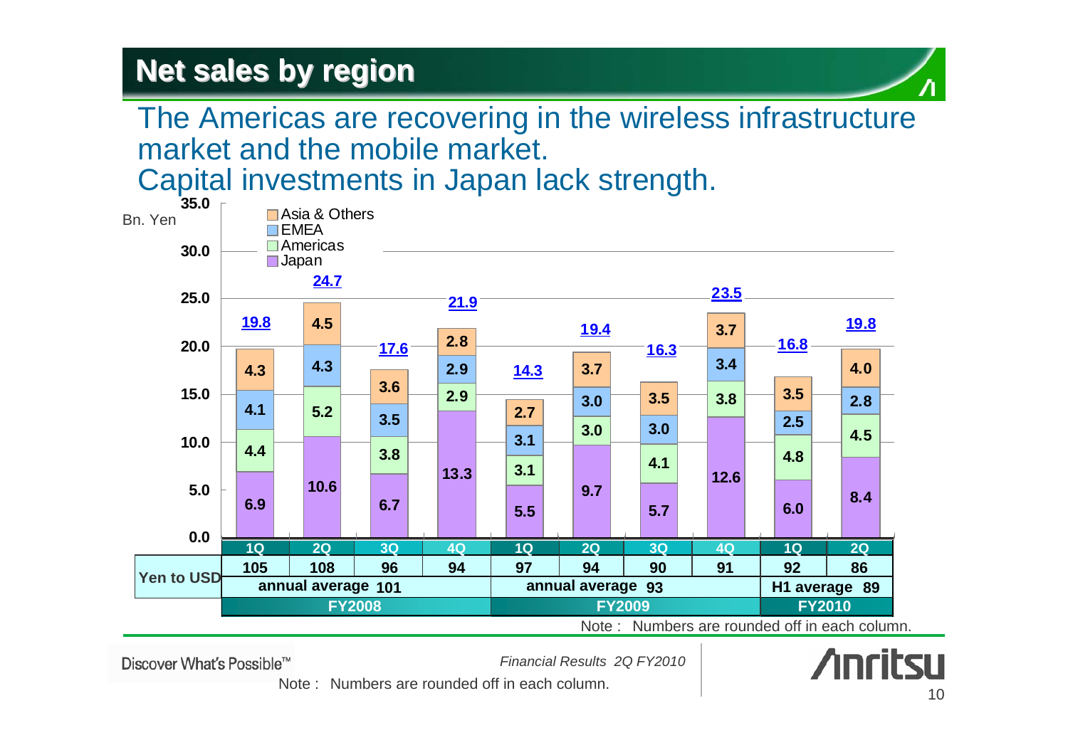# Net sales by region

The Americas are recovering in the wireless infrastructure market and the mobile market.
Capital investments in Japan lack strength.

Bn. Yen

| | FY2008 1Q | FY2008 2Q | FY2008 3Q | FY2008 4Q | FY2009 1Q | FY2009 2Q | FY2009 3Q | FY2009 4Q | FY2010 1Q | FY2010 2Q |
|---|---|---|---|---|---|---|---|---|---|---|
| Asia & Others | 4.3 | 4.5 | 3.6 | 2.8 | 2.7 | 3.7 | 3.5 | 3.7 | 3.5 | 4.0 |
| EMEA | 4.1 | 4.3 | 3.5 | 2.9 | 3.1 | 3.0 | 3.0 | 3.4 | 2.5 | 2.8 |
| Americas | 4.4 | 5.2 | 3.8 | 2.9 | 3.1 | 3.0 | 4.1 | 3.8 | 4.8 | 4.5 |
| Japan | 6.9 | 10.6 | 6.7 | 13.3 | 5.5 | 9.7 | 5.7 | 12.6 | 6.0 | 8.4 |
| Total | 19.8 | 24.7 | 17.6 | 21.9 | 14.3 | 19.4 | 16.3 | 23.5 | 16.8 | 19.8 |
| Yen to USD | 105 | 108 | 96 | 94 | 97 | 94 | 90 | 91 | 92 | 86 |
| | annual average 101 | | | | annual average 93 | | | | H1 average 89 | |

Note : Numbers are rounded off in each column.

Financial Results 2Q FY2010

Note : Numbers are rounded off in each column.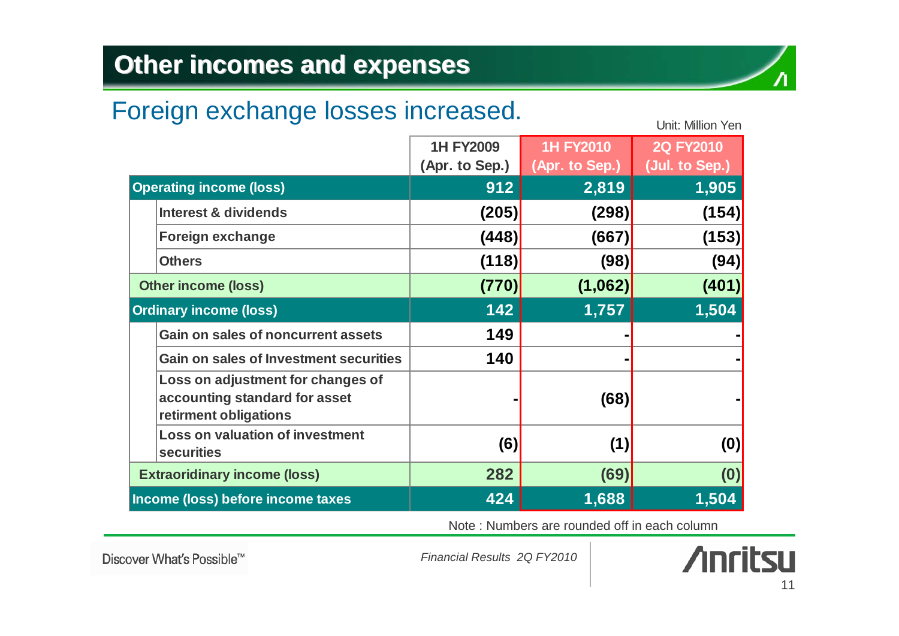# Other incomes and expenses

## Foreign exchange losses increased.

Unit: Million Yen

| | 1H FY2009 (Apr. to Sep.) | 1H FY2010 (Apr. to Sep.) | 2Q FY2010 (Jul. to Sep.) |
|---|---|---|---|
| **Operating income (loss)** | 912 | 2,819 | 1,905 |
| Interest & dividends | (205) | (298) | (154) |
| Foreign exchange | (448) | (667) | (153) |
| Others | (118) | (98) | (94) |
| **Other income (loss)** | (770) | (1,062) | (401) |
| **Ordinary income (loss)** | 142 | 1,757 | 1,504 |
| Gain on sales of noncurrent assets | 149 | - | - |
| Gain on sales of Investment securities | 140 | - | - |
| Loss on adjustment for changes of accounting standard for asset retirment obligations | - | (68) | - |
| Loss on valuation of investment securities | (6) | (1) | (0) |
| **Extraoridinary income (loss)** | 282 | (69) | (0) |
| **Income (loss) before income taxes** | 424 | 1,688 | 1,504 |

Note : Numbers are rounded off in each column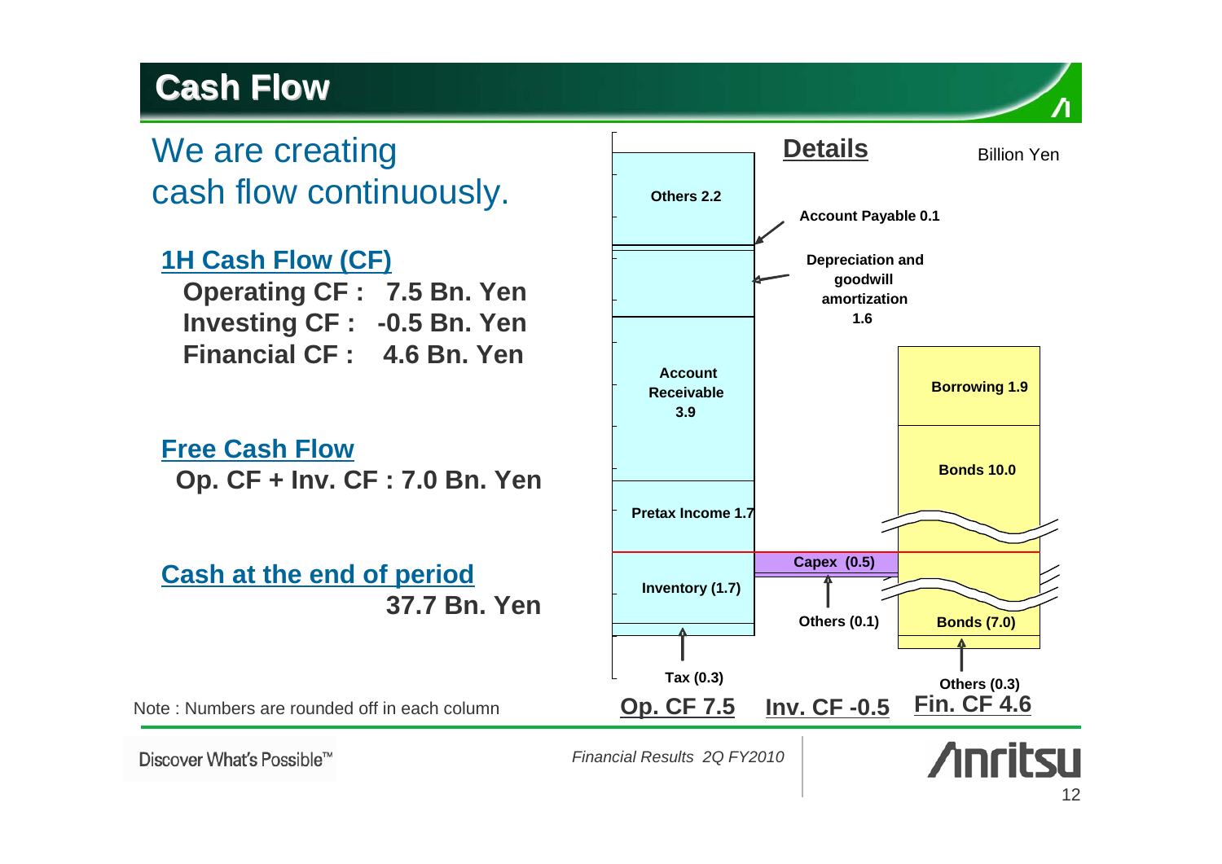# Cash Flow

We are creating cash flow continuously.

**1H Cash Flow (CF)**

**Operating CF : 7.5 Bn. Yen**
**Investing CF : -0.5 Bn. Yen**
**Financial CF : 4.6 Bn. Yen**

**Free Cash Flow**

**Op. CF + Inv. CF : 7.0 Bn. Yen**

**Cash at the end of period**

**37.7 Bn. Yen**

Note : Numbers are rounded off in each column

## Details

Billion Yen

| Op. CF 7.5 | Inv. CF -0.5 | Fin. CF 4.6 |
|---|---|---|
| Others 2.2 | Capex (0.5) | Borrowing 1.9 |
| Account Payable 0.1 | Others (0.1) | Bonds 10.0 |
| Depreciation and goodwill amortization 1.6 | | Bonds (7.0) |
| Account Receivable 3.9 | | Others (0.3) |
| Pretax Income 1.7 | | |
| Inventory (1.7) | | |
| Tax (0.3) | | |

*Financial Results 2Q FY2010*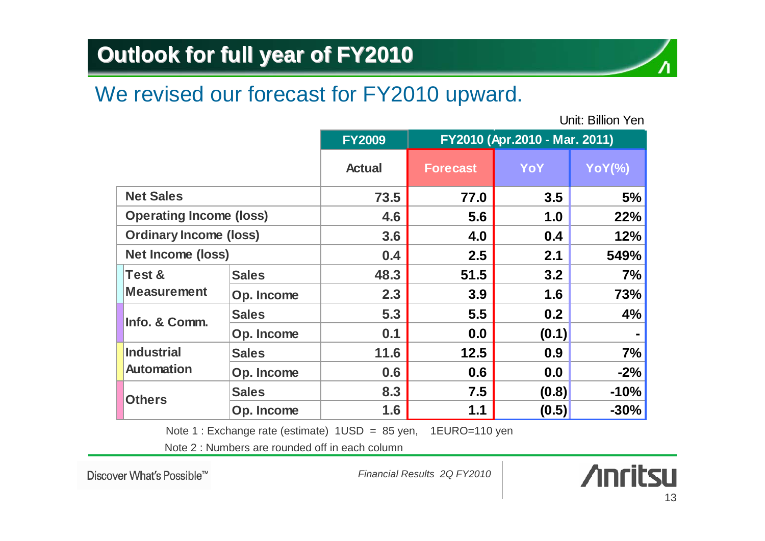# Outlook for full year of FY2010

## We revised our forecast for FY2010 upward.

Unit: Billion Yen

| | | FY2009 | FY2010 (Apr.2010 - Mar. 2011) | | |
|---|---|---|---|---|---|
| | | Actual | Forecast | YoY | YoY(%) |
| Net Sales | | 73.5 | 77.0 | 3.5 | 5% |
| Operating Income (loss) | | 4.6 | 5.6 | 1.0 | 22% |
| Ordinary Income (loss) | | 3.6 | 4.0 | 0.4 | 12% |
| Net Income (loss) | | 0.4 | 2.5 | 2.1 | 549% |
| Test & Measurement | Sales | 48.3 | 51.5 | 3.2 | 7% |
| | Op. Income | 2.3 | 3.9 | 1.6 | 73% |
| Info. & Comm. | Sales | 5.3 | 5.5 | 0.2 | 4% |
| | Op. Income | 0.1 | 0.0 | (0.1) | - |
| Industrial Automation | Sales | 11.6 | 12.5 | 0.9 | 7% |
| | Op. Income | 0.6 | 0.6 | 0.0 | -2% |
| Others | Sales | 8.3 | 7.5 | (0.8) | -10% |
| | Op. Income | 1.6 | 1.1 | (0.5) | -30% |

Note 1 : Exchange rate (estimate) 1USD = 85 yen, 1EURO=110 yen

Note 2 : Numbers are rounded off in each column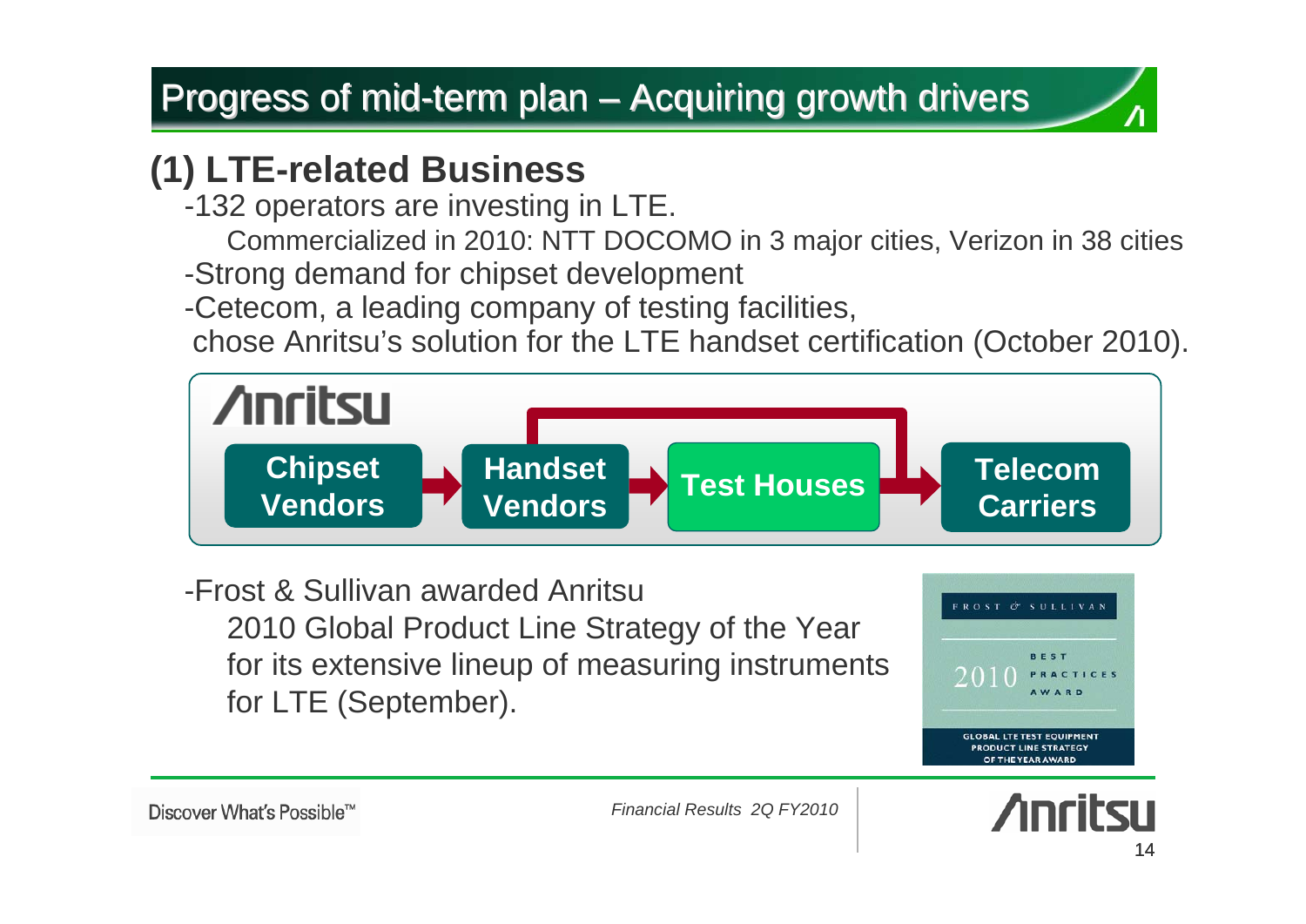# Progress of mid-term plan – Acquiring growth drivers

## (1) LTE-related Business

- 132 operators are investing in LTE.
  Commercialized in 2010: NTT DOCOMO in 3 major cities, Verizon in 38 cities
- Strong demand for chipset development
- Cetecom, a leading company of testing facilities,
  chose Anritsu's solution for the LTE handset certification (October 2010).

Anritsu

**Chipset Vendors** → **Handset Vendors** → **Test Houses** → **Telecom Carriers**

- Frost & Sullivan awarded Anritsu
  2010 Global Product Line Strategy of the Year
  for its extensive lineup of measuring instruments
  for LTE (September).

FROST & SULLIVAN
2010 BEST PRACTICES AWARD
GLOBAL LTE TEST EQUIPMENT PRODUCT LINE STRATEGY OF THE YEAR AWARD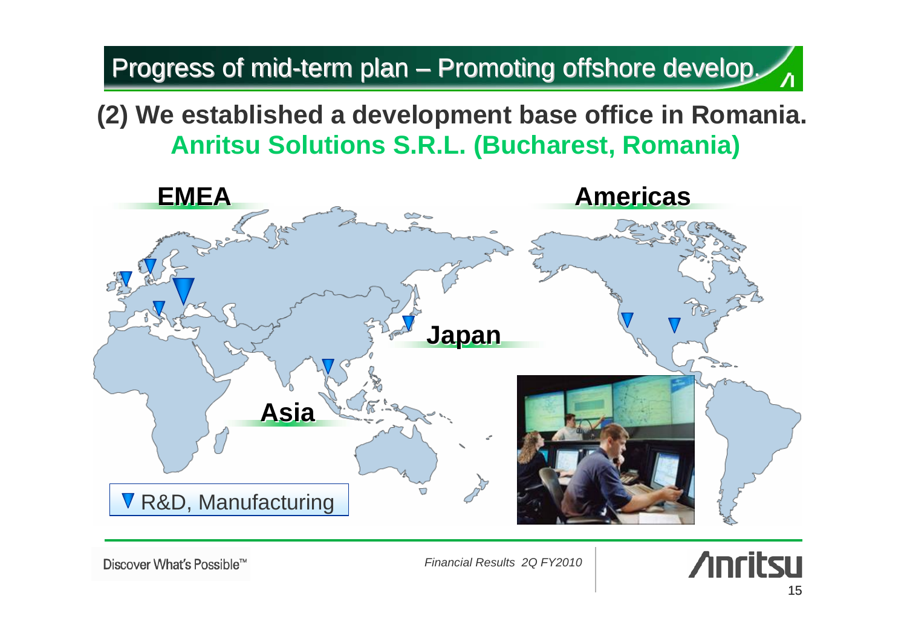# Progress of mid-term plan – Promoting offshore develop.

## (2) We established a development base office in Romania.
## Anritsu Solutions S.R.L. (Bucharest, Romania)

EMEA

Americas

Japan

Asia

▼ R&D, Manufacturing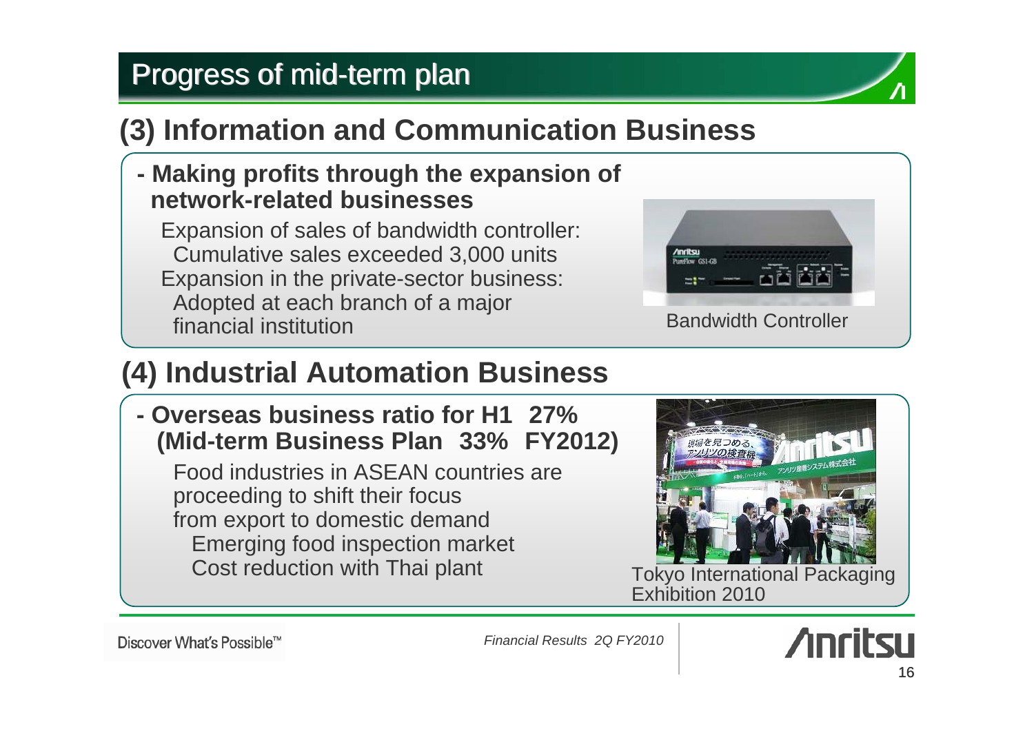# Progress of mid-term plan

## (3) Information and Communication Business

**- Making profits through the expansion of network-related businesses**

Expansion of sales of bandwidth controller:
  Cumulative sales exceeded 3,000 units
Expansion in the private-sector business:
  Adopted at each branch of a major financial institution

Bandwidth Controller

## (4) Industrial Automation Business

**- Overseas business ratio for H1 27%**
**(Mid-term Business Plan 33% FY2012)**

Food industries in ASEAN countries are proceeding to shift their focus from export to domestic demand
  Emerging food inspection market
  Cost reduction with Thai plant

Tokyo International Packaging Exhibition 2010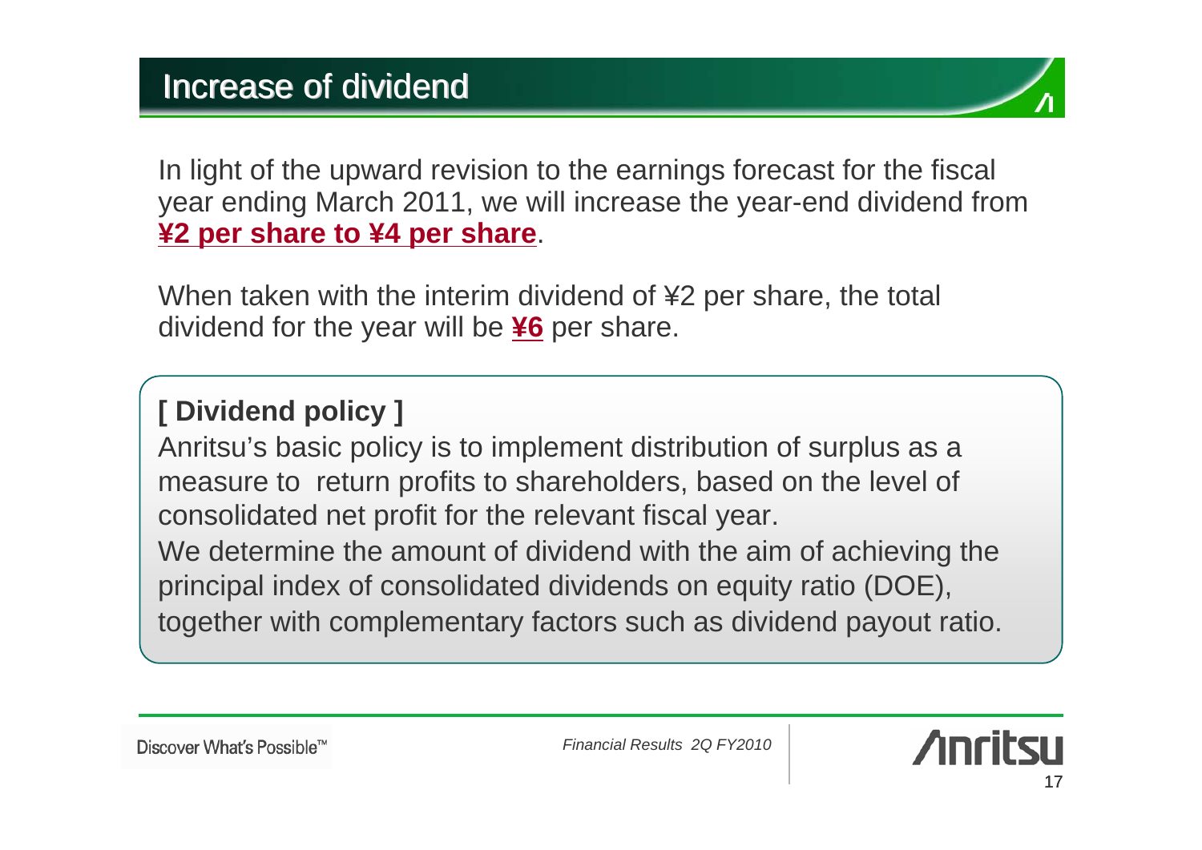# Increase of dividend

In light of the upward revision to the earnings forecast for the fiscal year ending March 2011, we will increase the year-end dividend from **¥2 per share to ¥4 per share**.

When taken with the interim dividend of ¥2 per share, the total dividend for the year will be **¥6** per share.

**[ Dividend policy ]**

Anritsu's basic policy is to implement distribution of surplus as a measure to return profits to shareholders, based on the level of consolidated net profit for the relevant fiscal year.

We determine the amount of dividend with the aim of achieving the principal index of consolidated dividends on equity ratio (DOE), together with complementary factors such as dividend payout ratio.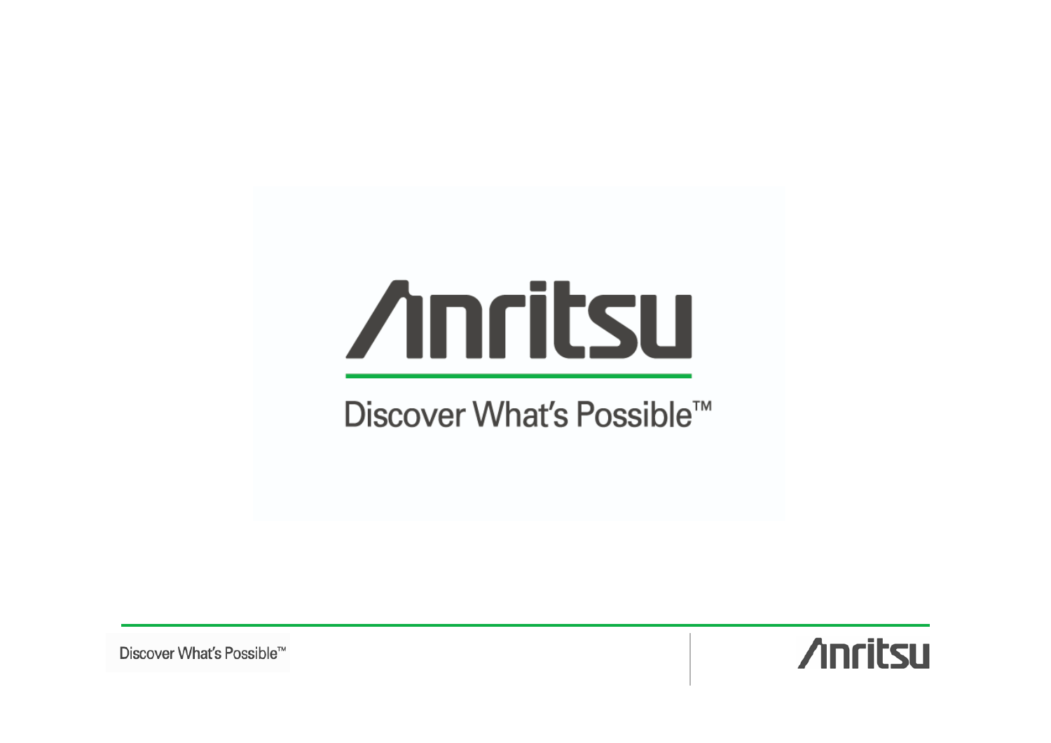Anritsu

Discover What's Possible™